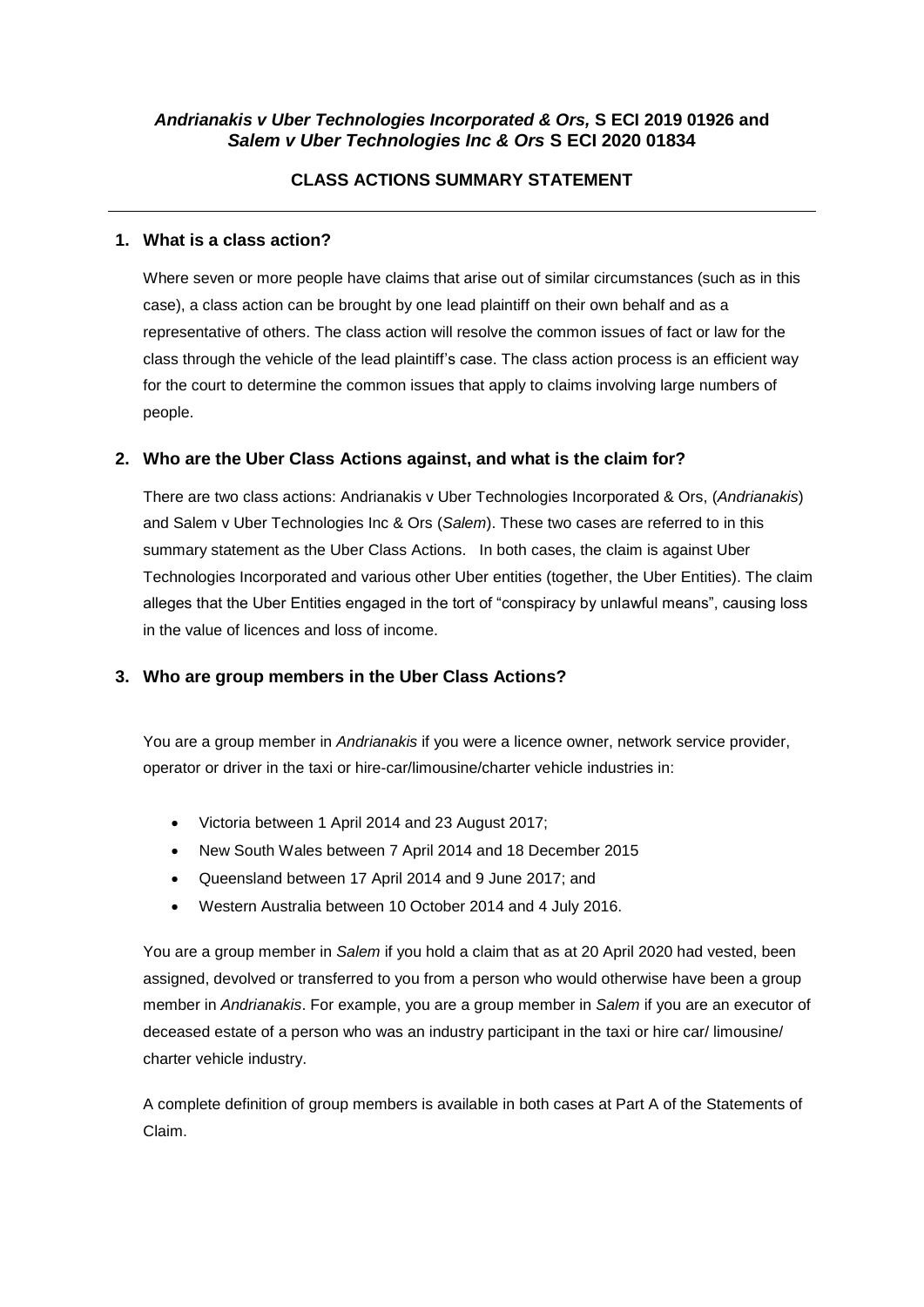***Andrianakis v Uber Technologies Incorporated & Ors,* S ECI 2019 01926 and *Salem v Uber Technologies Inc & Ors* S ECI 2020 01834**

**CLASS ACTIONS SUMMARY STATEMENT**

---

## 1. What is a class action?

Where seven or more people have claims that arise out of similar circumstances (such as in this case), a class action can be brought by one lead plaintiff on their own behalf and as a representative of others. The class action will resolve the common issues of fact or law for the class through the vehicle of the lead plaintiff's case. The class action process is an efficient way for the court to determine the common issues that apply to claims involving large numbers of people.

## 2. Who are the Uber Class Actions against, and what is the claim for?

There are two class actions: Andrianakis v Uber Technologies Incorporated & Ors, (*Andrianakis*) and Salem v Uber Technologies Inc & Ors (*Salem*). These two cases are referred to in this summary statement as the Uber Class Actions. In both cases, the claim is against Uber Technologies Incorporated and various other Uber entities (together, the Uber Entities). The claim alleges that the Uber Entities engaged in the tort of "conspiracy by unlawful means", causing loss in the value of licences and loss of income.

## 3. Who are group members in the Uber Class Actions?

You are a group member in *Andrianakis* if you were a licence owner, network service provider, operator or driver in the taxi or hire-car/limousine/charter vehicle industries in:

- Victoria between 1 April 2014 and 23 August 2017;
- New South Wales between 7 April 2014 and 18 December 2015
- Queensland between 17 April 2014 and 9 June 2017; and
- Western Australia between 10 October 2014 and 4 July 2016.

You are a group member in *Salem* if you hold a claim that as at 20 April 2020 had vested, been assigned, devolved or transferred to you from a person who would otherwise have been a group member in *Andrianakis*. For example, you are a group member in *Salem* if you are an executor of deceased estate of a person who was an industry participant in the taxi or hire car/ limousine/ charter vehicle industry.

A complete definition of group members is available in both cases at Part A of the Statements of Claim.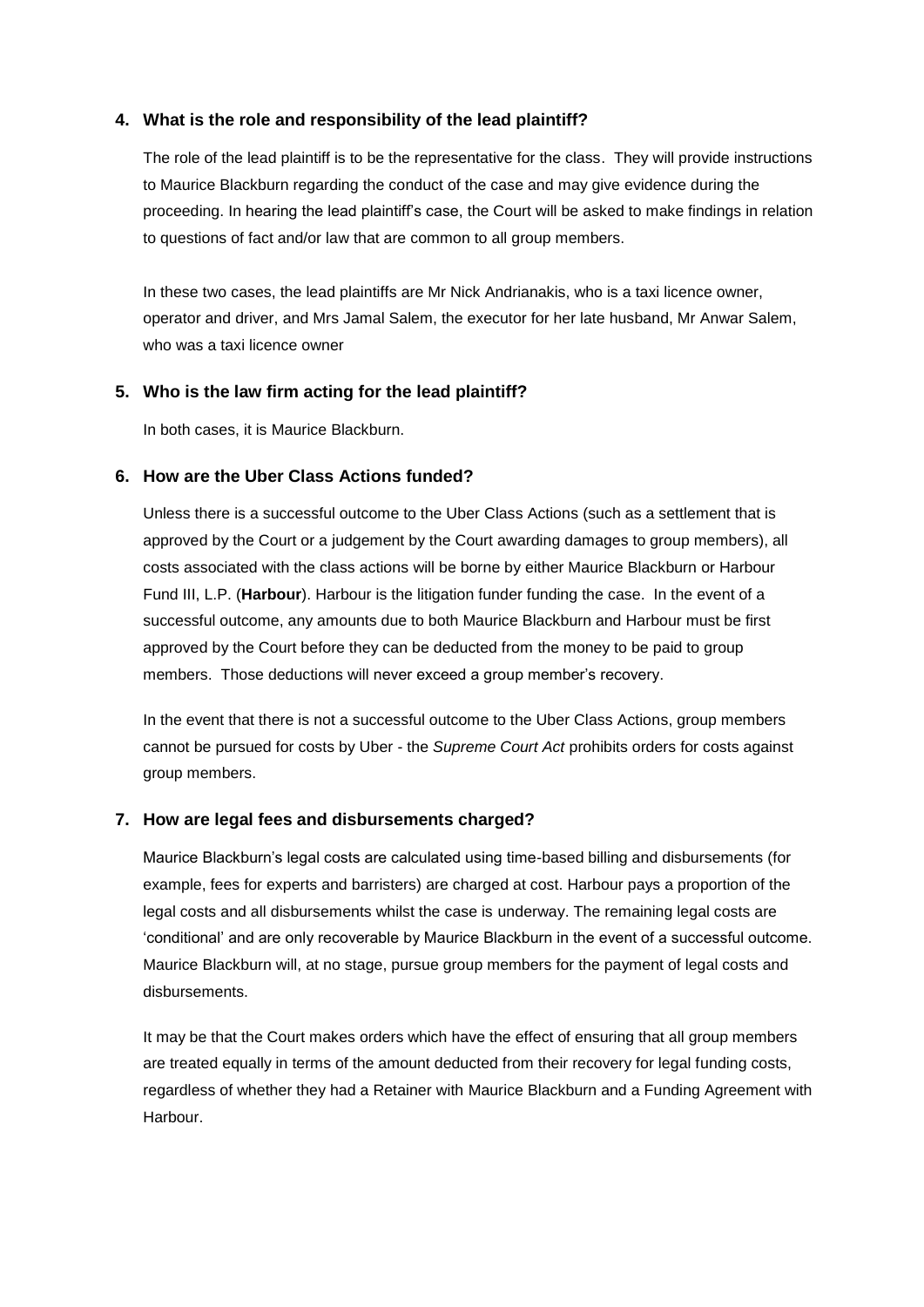### 4. What is the role and responsibility of the lead plaintiff?

The role of the lead plaintiff is to be the representative for the class. They will provide instructions to Maurice Blackburn regarding the conduct of the case and may give evidence during the proceeding. In hearing the lead plaintiff's case, the Court will be asked to make findings in relation to questions of fact and/or law that are common to all group members.

In these two cases, the lead plaintiffs are Mr Nick Andrianakis, who is a taxi licence owner, operator and driver, and Mrs Jamal Salem, the executor for her late husband, Mr Anwar Salem, who was a taxi licence owner

### 5. Who is the law firm acting for the lead plaintiff?

In both cases, it is Maurice Blackburn.

### 6. How are the Uber Class Actions funded?

Unless there is a successful outcome to the Uber Class Actions (such as a settlement that is approved by the Court or a judgement by the Court awarding damages to group members), all costs associated with the class actions will be borne by either Maurice Blackburn or Harbour Fund III, L.P. (**Harbour**). Harbour is the litigation funder funding the case. In the event of a successful outcome, any amounts due to both Maurice Blackburn and Harbour must be first approved by the Court before they can be deducted from the money to be paid to group members. Those deductions will never exceed a group member's recovery.

In the event that there is not a successful outcome to the Uber Class Actions, group members cannot be pursued for costs by Uber - the *Supreme Court Act* prohibits orders for costs against group members.

### 7. How are legal fees and disbursements charged?

Maurice Blackburn's legal costs are calculated using time-based billing and disbursements (for example, fees for experts and barristers) are charged at cost. Harbour pays a proportion of the legal costs and all disbursements whilst the case is underway. The remaining legal costs are 'conditional' and are only recoverable by Maurice Blackburn in the event of a successful outcome. Maurice Blackburn will, at no stage, pursue group members for the payment of legal costs and disbursements.

It may be that the Court makes orders which have the effect of ensuring that all group members are treated equally in terms of the amount deducted from their recovery for legal funding costs, regardless of whether they had a Retainer with Maurice Blackburn and a Funding Agreement with Harbour.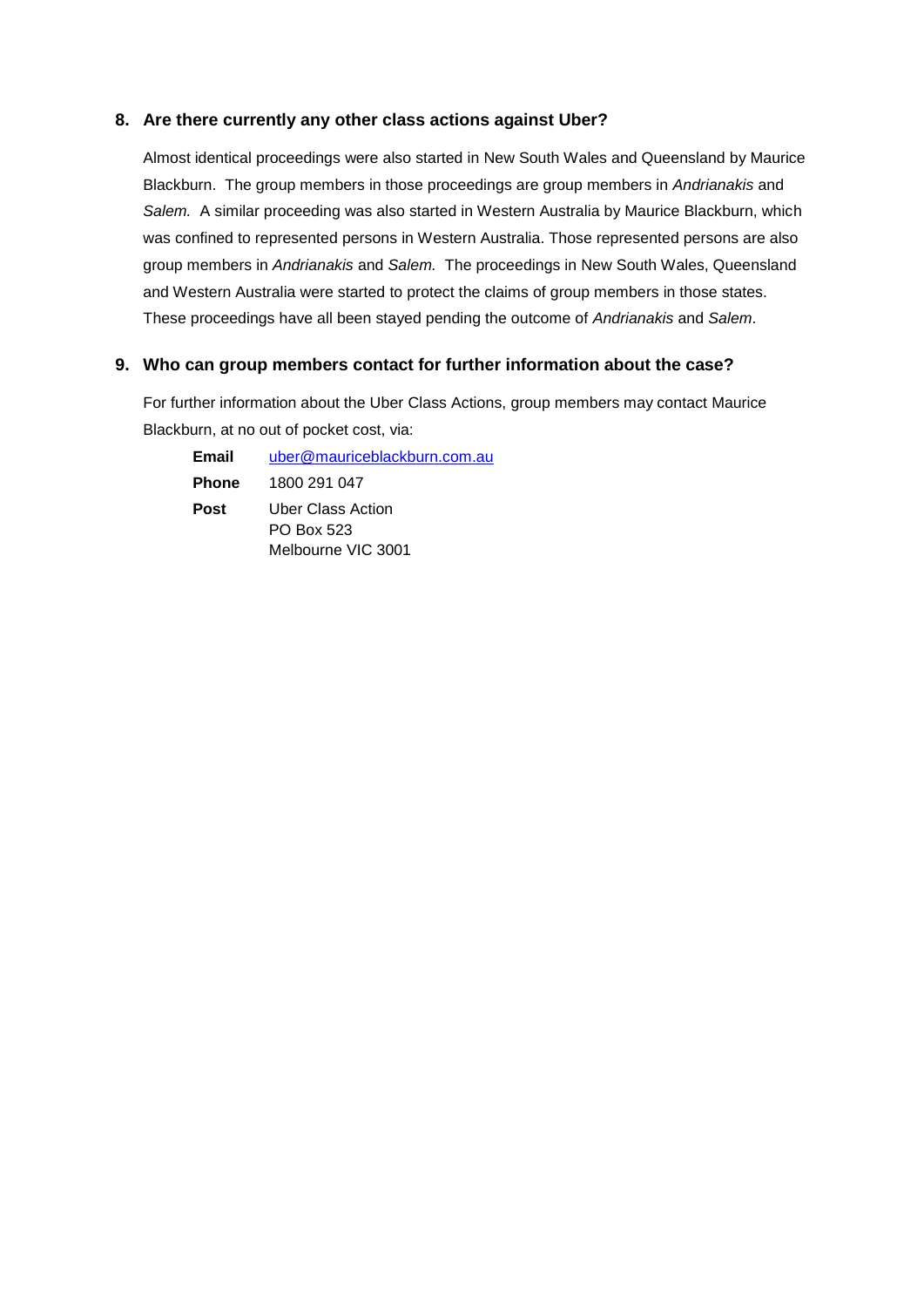## 8. Are there currently any other class actions against Uber?

Almost identical proceedings were also started in New South Wales and Queensland by Maurice Blackburn. The group members in those proceedings are group members in *Andrianakis* and *Salem.* A similar proceeding was also started in Western Australia by Maurice Blackburn, which was confined to represented persons in Western Australia. Those represented persons are also group members in *Andrianakis* and *Salem.* The proceedings in New South Wales, Queensland and Western Australia were started to protect the claims of group members in those states. These proceedings have all been stayed pending the outcome of *Andrianakis* and *Salem*.

## 9. Who can group members contact for further information about the case?

For further information about the Uber Class Actions, group members may contact Maurice Blackburn, at no out of pocket cost, via:

| | |
|---|---|
| **Email** | uber@mauriceblackburn.com.au |
| **Phone** | 1800 291 047 |
| **Post** | Uber Class Action<br>PO Box 523<br>Melbourne VIC 3001 |